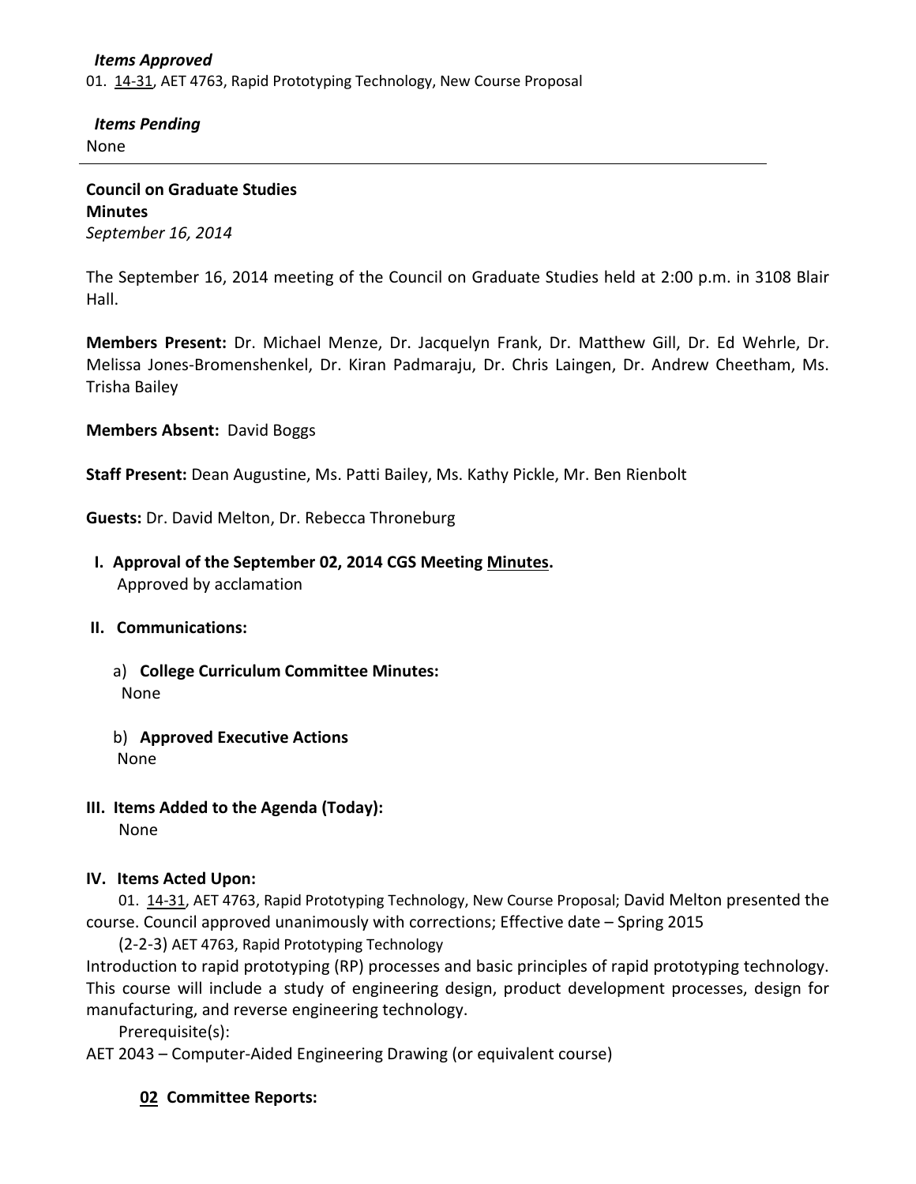***Items Approved***

01. 14-31, AET 4763, Rapid Prototyping Technology, New Course Proposal

***Items Pending***

None

---

**Council on Graduate Studies**
**Minutes**
*September 16, 2014*

The September 16, 2014 meeting of the Council on Graduate Studies held at 2:00 p.m. in 3108 Blair Hall.

**Members Present:** Dr. Michael Menze, Dr. Jacquelyn Frank, Dr. Matthew Gill, Dr. Ed Wehrle, Dr. Melissa Jones-Bromenshenkel, Dr. Kiran Padmaraju, Dr. Chris Laingen, Dr. Andrew Cheetham, Ms. Trisha Bailey

**Members Absent:** David Boggs

**Staff Present:** Dean Augustine, Ms. Patti Bailey, Ms. Kathy Pickle, Mr. Ben Rienbolt

**Guests:** Dr. David Melton, Dr. Rebecca Throneburg

**I. Approval of the September 02, 2014 CGS Meeting Minutes.**

Approved by acclamation

**II. Communications:**

a) **College Curriculum Committee Minutes:**
None

b) **Approved Executive Actions**
None

**III. Items Added to the Agenda (Today):**

None

**IV. Items Acted Upon:**

01. 14-31, AET 4763, Rapid Prototyping Technology, New Course Proposal; David Melton presented the course. Council approved unanimously with corrections; Effective date – Spring 2015

(2-2-3) AET 4763, Rapid Prototyping Technology

Introduction to rapid prototyping (RP) processes and basic principles of rapid prototyping technology. This course will include a study of engineering design, product development processes, design for manufacturing, and reverse engineering technology.

Prerequisite(s):

AET 2043 – Computer-Aided Engineering Drawing (or equivalent course)

**02 Committee Reports:**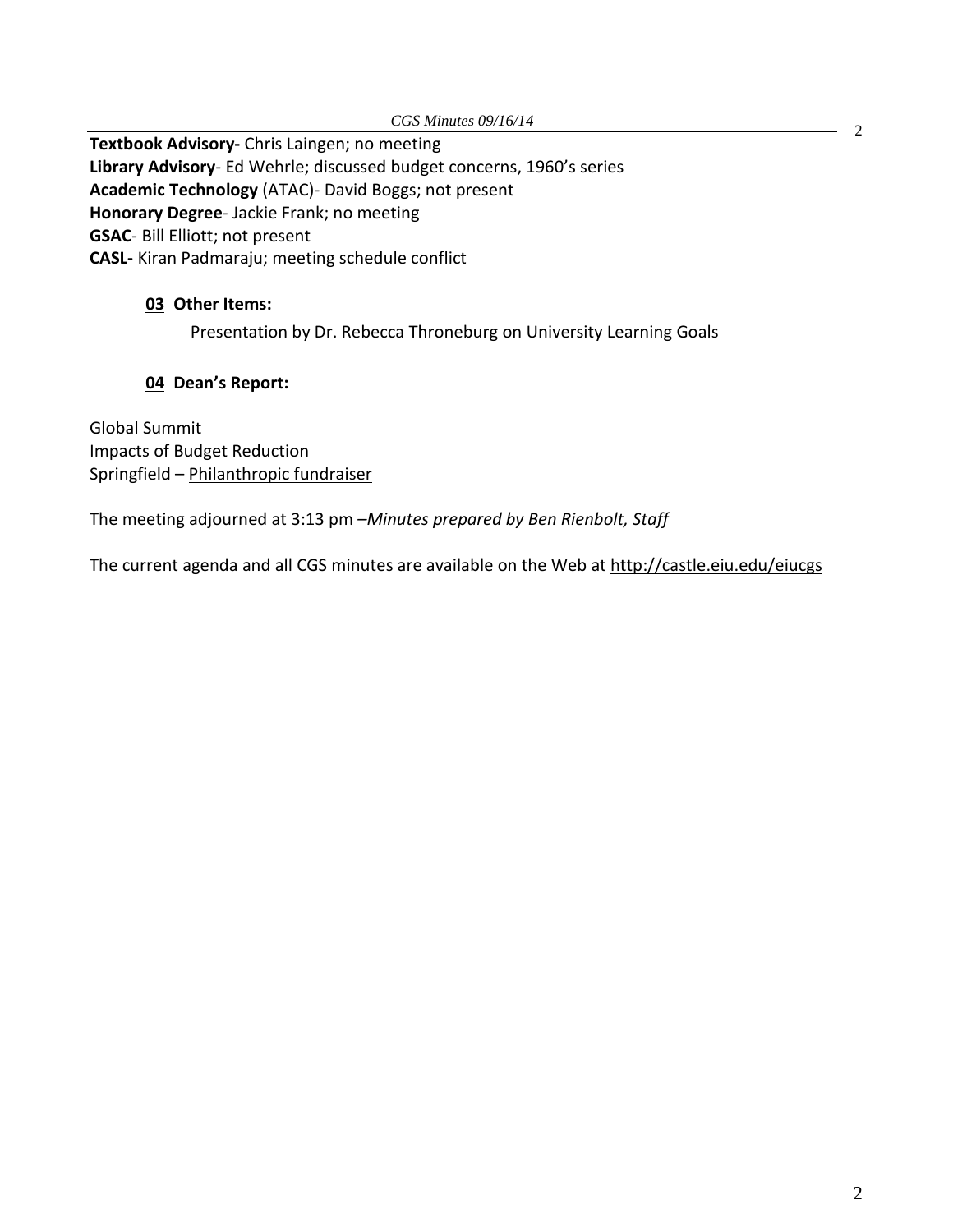**Textbook Advisory-** Chris Laingen; no meeting
**Library Advisory**- Ed Wehrle; discussed budget concerns, 1960's series
**Academic Technology** (ATAC)- David Boggs; not present
**Honorary Degree**- Jackie Frank; no meeting
**GSAC**- Bill Elliott; not present
**CASL-** Kiran Padmaraju; meeting schedule conflict

**03 Other Items:**

Presentation by Dr. Rebecca Throneburg on University Learning Goals

**04 Dean's Report:**

Global Summit
Impacts of Budget Reduction
Springfield – Philanthropic fundraiser

The meeting adjourned at 3:13 pm –*Minutes prepared by Ben Rienbolt, Staff*

---

The current agenda and all CGS minutes are available on the Web at http://castle.eiu.edu/eiucgs